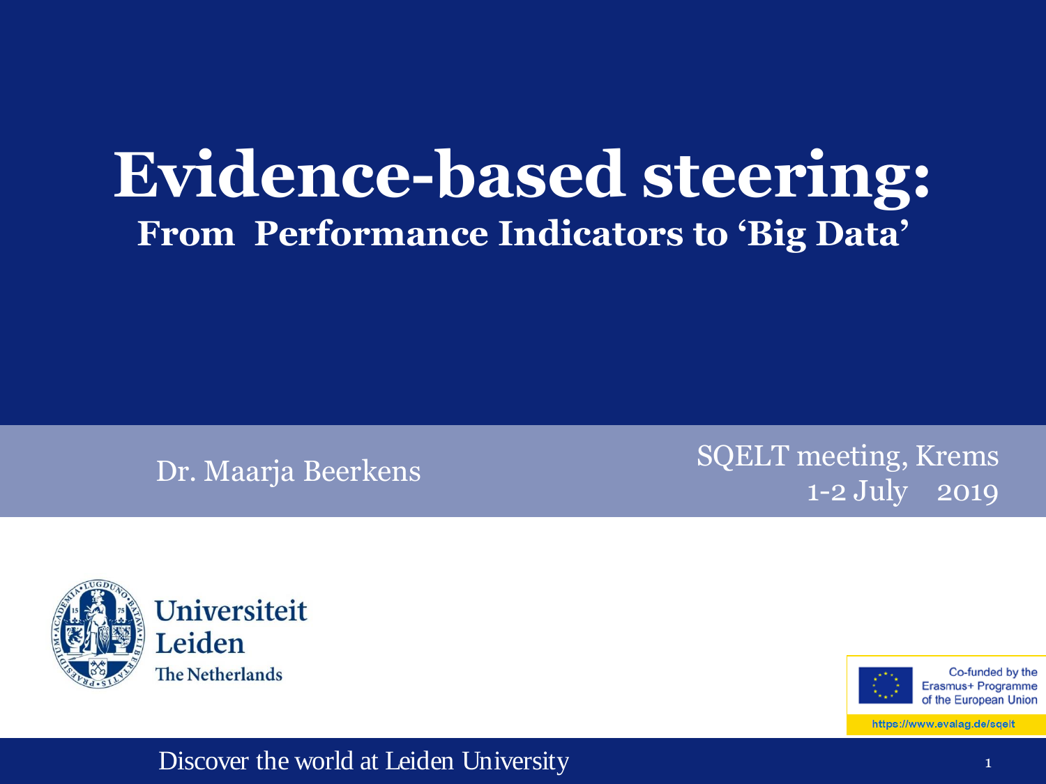# Evidence-based steering:

## From Performance Indicators to 'Big Data'

Dr. Maarja Beerkens

SQELT meeting, Krems
1-2 July 2019

Universiteit Leiden
The Netherlands

Co-funded by the Erasmus+ Programme of the European Union

https://www.evalag.de/sqelt

Discover the world at Leiden University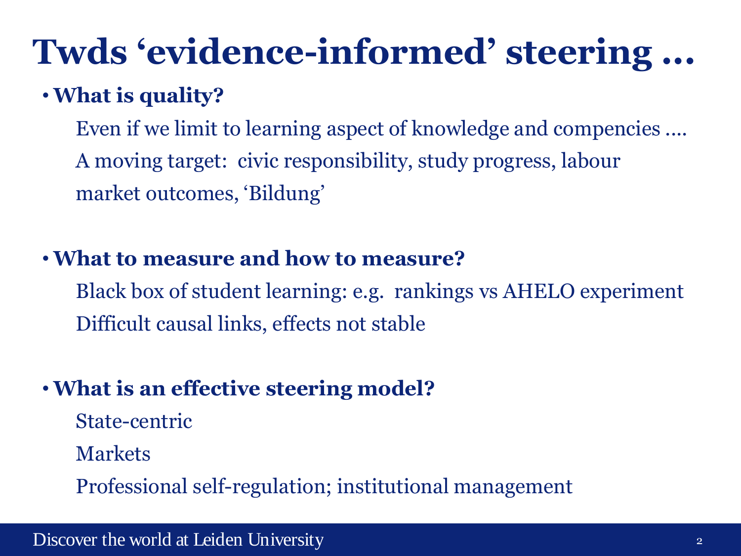# Twds 'evidence-informed' steering …

- **What is quality?**

  Even if we limit to learning aspect of knowledge and compencies ….
  
  A moving target: civic responsibility, study progress, labour market outcomes, 'Bildung'

- **What to measure and how to measure?**

  Black box of student learning: e.g. rankings vs AHELO experiment
  
  Difficult causal links, effects not stable

- **What is an effective steering model?**

  State-centric
  
  Markets
  
  Professional self-regulation; institutional management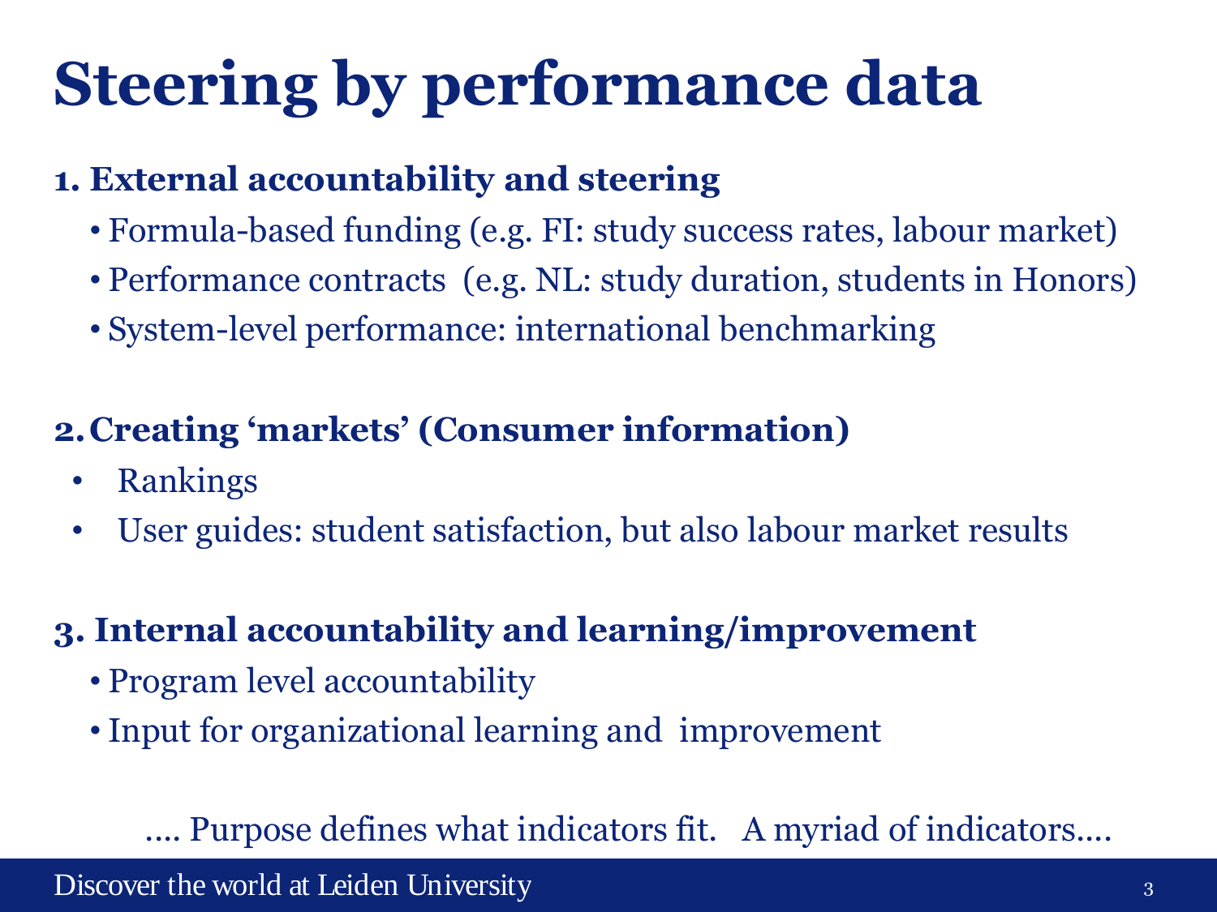# Steering by performance data

**1. External accountability and steering**

- Formula-based funding (e.g. FI: study success rates, labour market)
- Performance contracts (e.g. NL: study duration, students in Honors)
- System-level performance: international benchmarking

**2. Creating 'markets' (Consumer information)**

- Rankings
- User guides: student satisfaction, but also labour market results

**3. Internal accountability and learning/improvement**

- Program level accountability
- Input for organizational learning and improvement

.... Purpose defines what indicators fit. A myriad of indicators....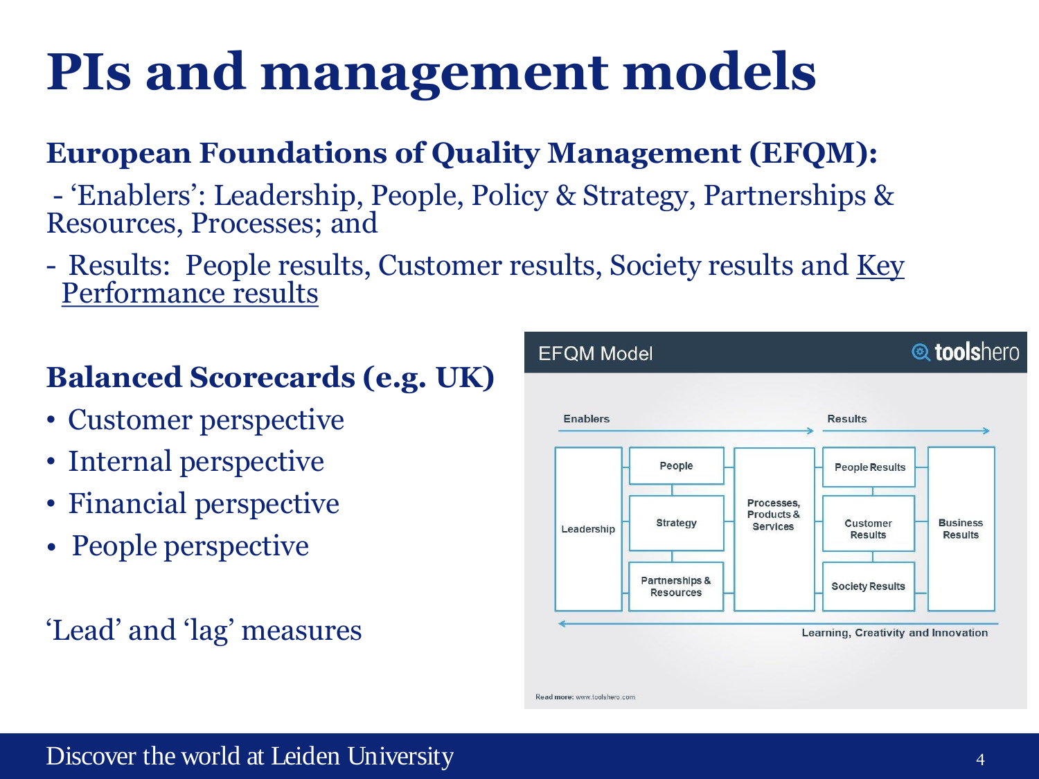# PIs and management models

**European Foundations of Quality Management (EFQM):**

- 'Enablers': Leadership, People, Policy & Strategy, Partnerships & Resources, Processes; and
- Results: People results, Customer results, Society results and Key Performance results

**Balanced Scorecards (e.g. UK)**

- Customer perspective
- Internal perspective
- Financial perspective
- People perspective

'Lead' and 'lag' measures

EFQM Model — toolshero

Enablers → Results →

Leadership | People | Strategy | Partnerships & Resources | Processes, Products & Services | People Results | Customer Results | Society Results | Business Results

← Learning, Creativity and Innovation

Read more: www.toolshero.com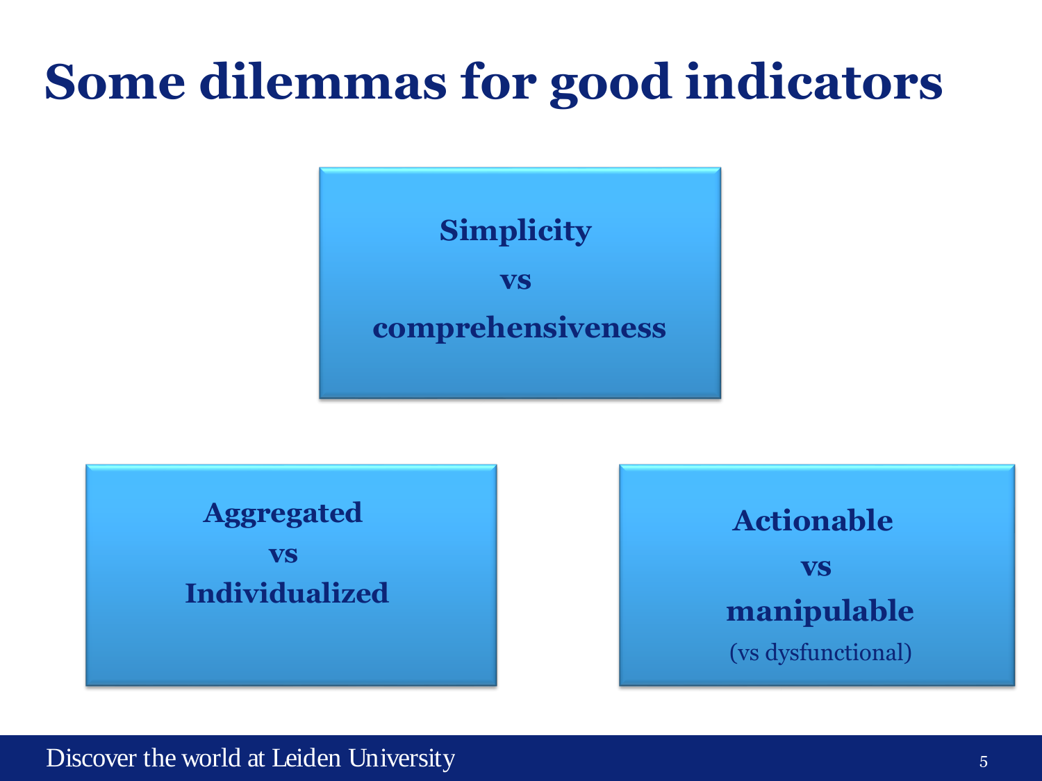# Some dilemmas for good indicators

**Simplicity**

**vs**

**comprehensiveness**

**Aggregated**
**vs**
**Individualized**

**Actionable**

**vs**

**manipulable**

(vs dysfunctional)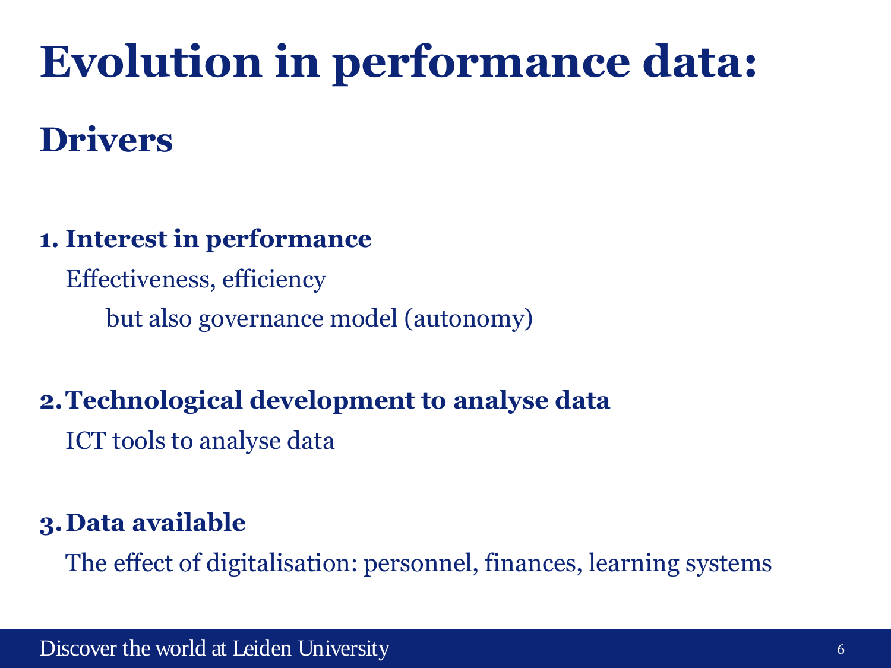# Evolution in performance data:

## Drivers

**1. Interest in performance**

Effectiveness, efficiency

but also governance model (autonomy)

**2. Technological development to analyse data**

ICT tools to analyse data

**3. Data available**

The effect of digitalisation: personnel, finances, learning systems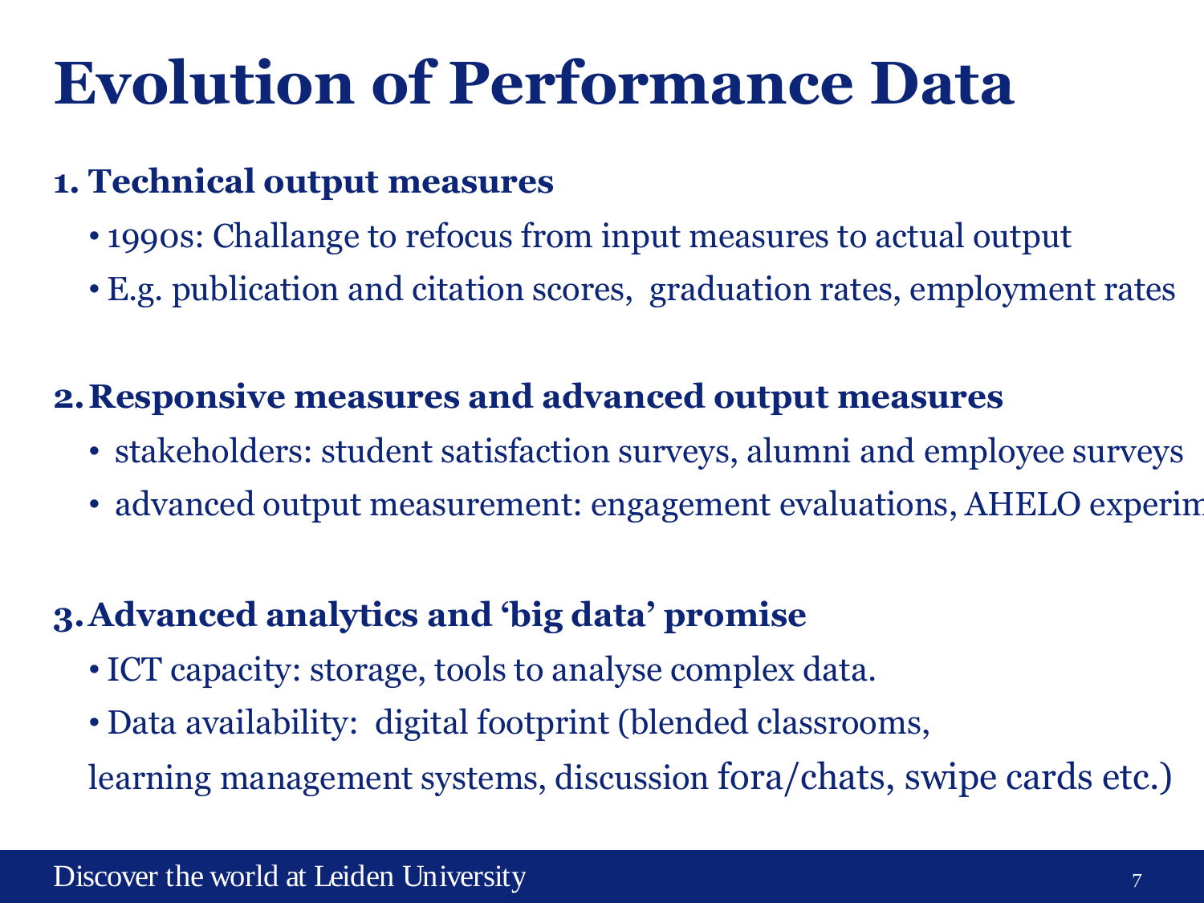# Evolution of Performance Data

1. **Technical output measures**
   - 1990s: Challange to refocus from input measures to actual output
   - E.g. publication and citation scores, graduation rates, employment rates

2. **Responsive measures and advanced output measures**
   - stakeholders: student satisfaction surveys, alumni and employee surveys
   - advanced output measurement: engagement evaluations, AHELO experim

3. **Advanced analytics and 'big data' promise**
   - ICT capacity: storage, tools to analyse complex data.
   - Data availability: digital footprint (blended classrooms, learning management systems, discussion fora/chats, swipe cards etc.)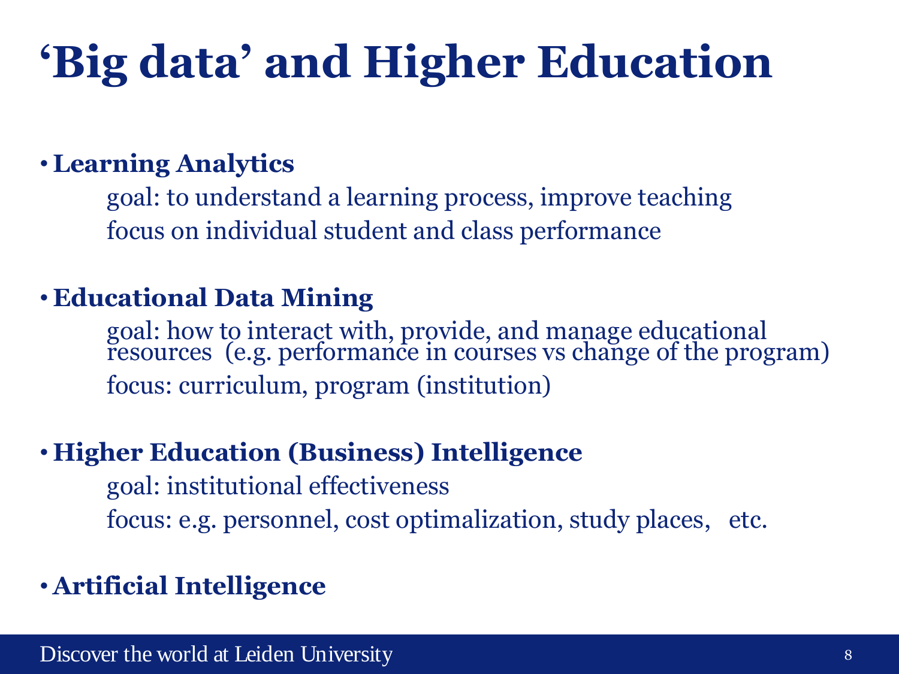# ‘Big data’ and Higher Education

- **Learning Analytics**

  goal: to understand a learning process, improve teaching

  focus on individual student and class performance

- **Educational Data Mining**

  goal: how to interact with, provide, and manage educational resources (e.g. performance in courses vs change of the program)

  focus: curriculum, program (institution)

- **Higher Education (Business) Intelligence**

  goal: institutional effectiveness

  focus: e.g. personnel, cost optimalization, study places, etc.

- **Artificial Intelligence**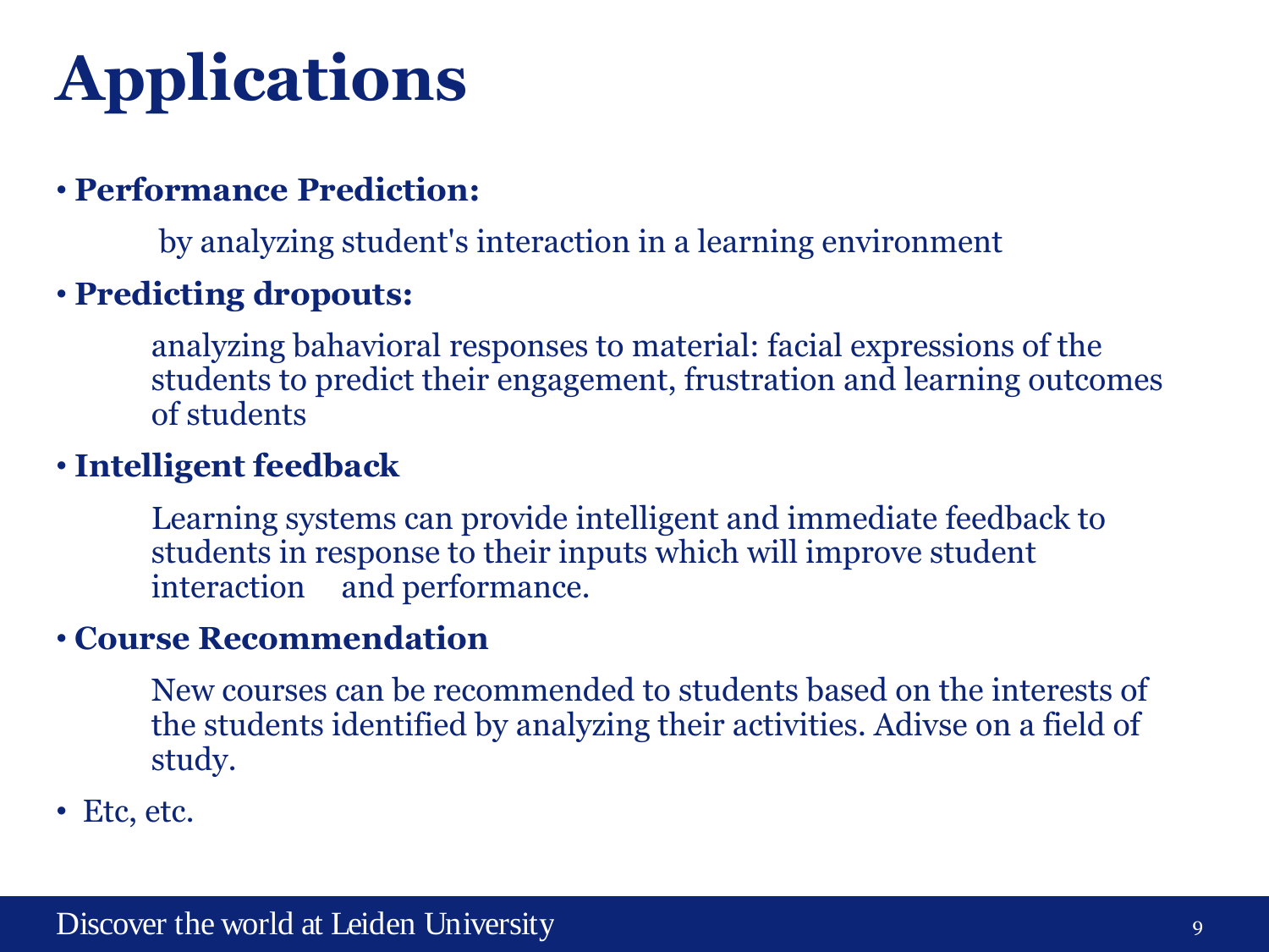# Applications

- **Performance Prediction:**

  by analyzing student's interaction in a learning environment

- **Predicting dropouts:**

  analyzing bahavioral responses to material: facial expressions of the students to predict their engagement, frustration and learning outcomes of students

- **Intelligent feedback**

  Learning systems can provide intelligent and immediate feedback to students in response to their inputs which will improve student interaction and performance.

- **Course Recommendation**

  New courses can be recommended to students based on the interests of the students identified by analyzing their activities. Adivse on a field of study.

- Etc, etc.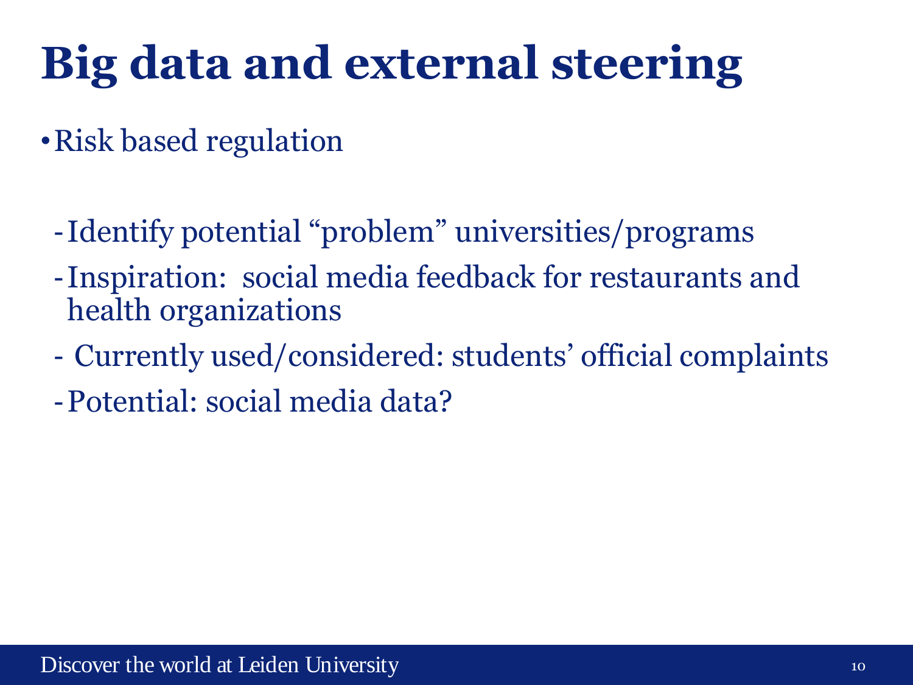# Big data and external steering

- Risk based regulation

  - Identify potential “problem” universities/programs
  - Inspiration: social media feedback for restaurants and health organizations
  - Currently used/considered: students’ official complaints
  - Potential: social media data?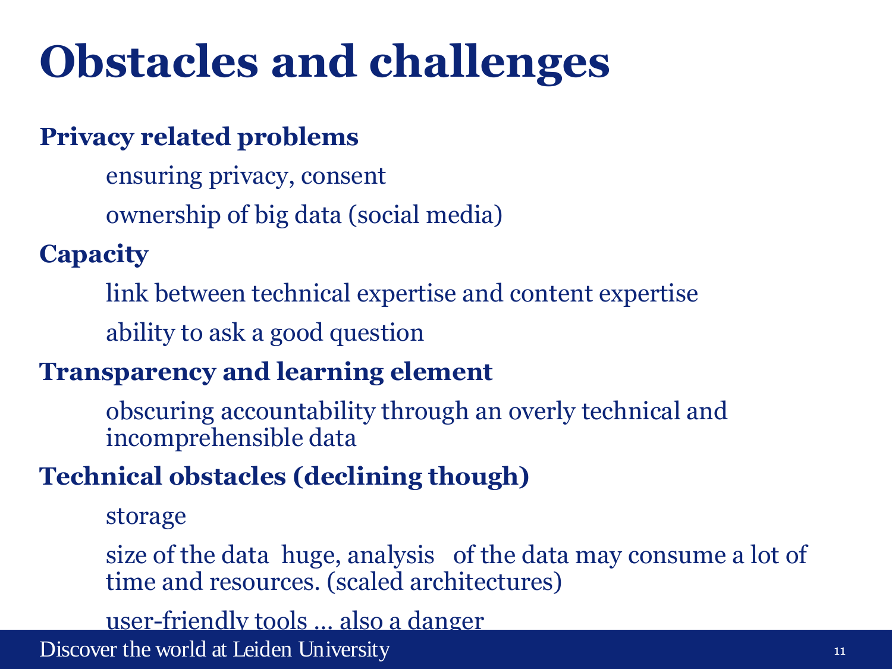# Obstacles and challenges

**Privacy related problems**

- ensuring privacy, consent
- ownership of big data (social media)

**Capacity**

- link between technical expertise and content expertise
- ability to ask a good question

**Transparency and learning element**

- obscuring accountability through an overly technical and incomprehensible data

**Technical obstacles (declining though)**

- storage
- size of the data huge, analysis of the data may consume a lot of time and resources. (scaled architectures)
- user-friendly tools ... also a danger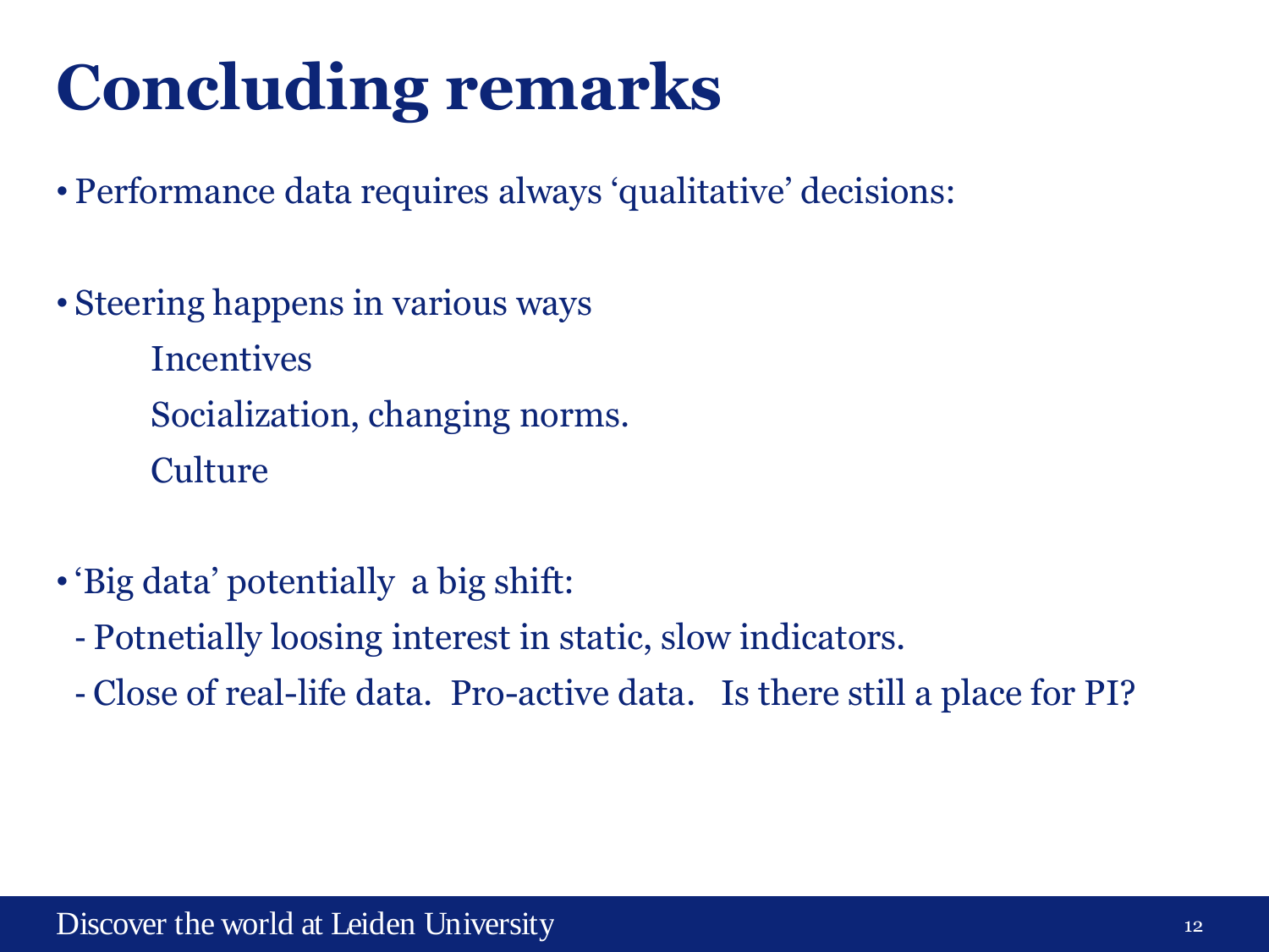# Concluding remarks

- Performance data requires always 'qualitative' decisions:

- Steering happens in various ways

  Incentives

  Socialization, changing norms.

  Culture

- 'Big data' potentially a big shift:

  - Potnetially loosing interest in static, slow indicators.
  - Close of real-life data. Pro-active data. Is there still a place for PI?